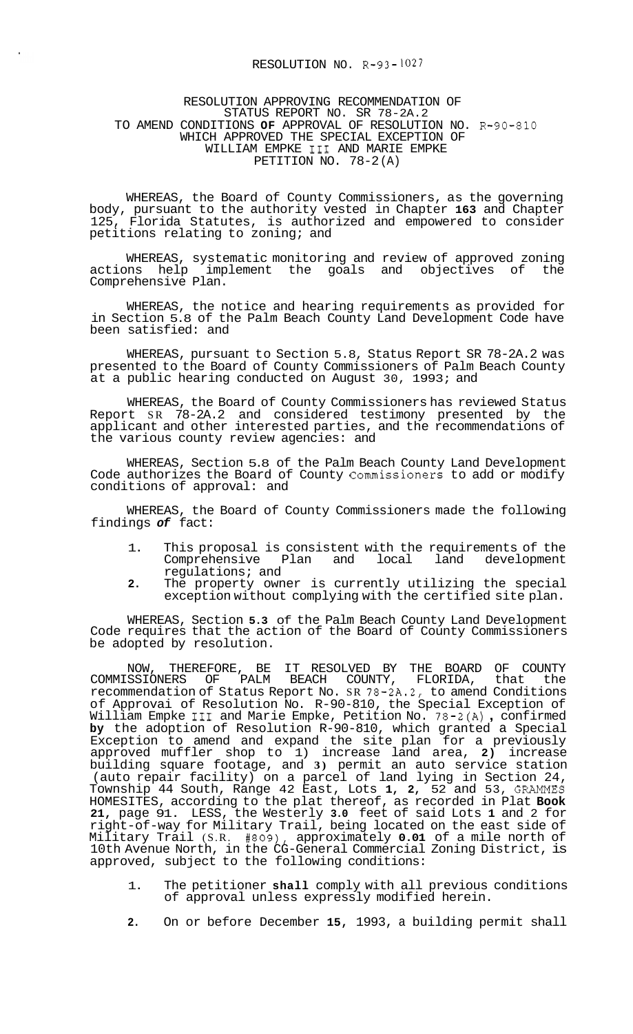RESOLUTION NO. R-93-1027

RESOLUTION APPROVING RECOMMENDATION OF
STATUS REPORT NO. SR 78-2A.2
TO AMEND CONDITIONS **OF** APPROVAL OF RESOLUTION NO. R-90-810
WHICH APPROVED THE SPECIAL EXCEPTION OF
WILLIAM EMPKE III AND MARIE EMPKE
PETITION NO. 78-2(A)

WHEREAS, the Board of County Commissioners, as the governing body, pursuant to the authority vested in Chapter **163** and Chapter 125, Florida Statutes, is authorized and empowered to consider petitions relating to zoning; and

WHEREAS, systematic monitoring and review of approved zoning actions help implement the goals and objectives of the Comprehensive Plan.

WHEREAS, the notice and hearing requirements as provided for in Section 5.8 of the Palm Beach County Land Development Code have been satisfied: and

WHEREAS, pursuant to Section 5.8, Status Report SR 78-2A.2 was presented to the Board of County Commissioners of Palm Beach County at a public hearing conducted on August 30, 1993; and

WHEREAS, the Board of County Commissioners has reviewed Status Report SR 78-2A.2 and considered testimony presented by the applicant and other interested parties, and the recommendations of the various county review agencies: and

WHEREAS, Section 5.8 of the Palm Beach County Land Development Code authorizes the Board of County Commissioners to add or modify conditions of approval: and

WHEREAS, the Board of County Commissioners made the following findings *of* fact:

1. This proposal is consistent with the requirements of the Comprehensive Plan and local land development regulations; and
2. The property owner is currently utilizing the special exception without complying with the certified site plan.

WHEREAS, Section **5.3** of the Palm Beach County Land Development Code requires that the action of the Board of County Commissioners be adopted by resolution.

NOW, THEREFORE, BE IT RESOLVED BY THE BOARD OF COUNTY COMMISSIONERS OF PALM BEACH COUNTY, FLORIDA, that the recommendation of Status Report No. SR 78-2A.2, to amend Conditions of Approvai of Resolution No. R-90-810, the Special Exception of William Empke III and Marie Empke, Petition No. 78-2(A), confirmed **by** the adoption of Resolution R-90-810, which granted a Special Exception to amend and expand the site plan for a previously approved muffler shop to 1) increase land area, **2)** increase building square footage, and **3)** permit an auto service station (auto repair facility) on a parcel of land lying in Section 24, Township 44 South, Range 42 East, Lots **1**, **2**, 52 and 53, GRAMMES HOMESITES, according to the plat thereof, as recorded in Plat **Book 21**, page 91. LESS, the Westerly **3.0** feet of said Lots **1** and 2 for right-of-way for Military Trail, being located on the east side of Military Trail (S.R. #809), approximately **0.01** of a mile north of 10th Avenue North, in the CG-General Commercial Zoning District, is approved, subject to the following conditions:

1. The petitioner **shall** comply with all previous conditions of approval unless expressly modified herein.
2. On or before December **15**, 1993, a building permit shall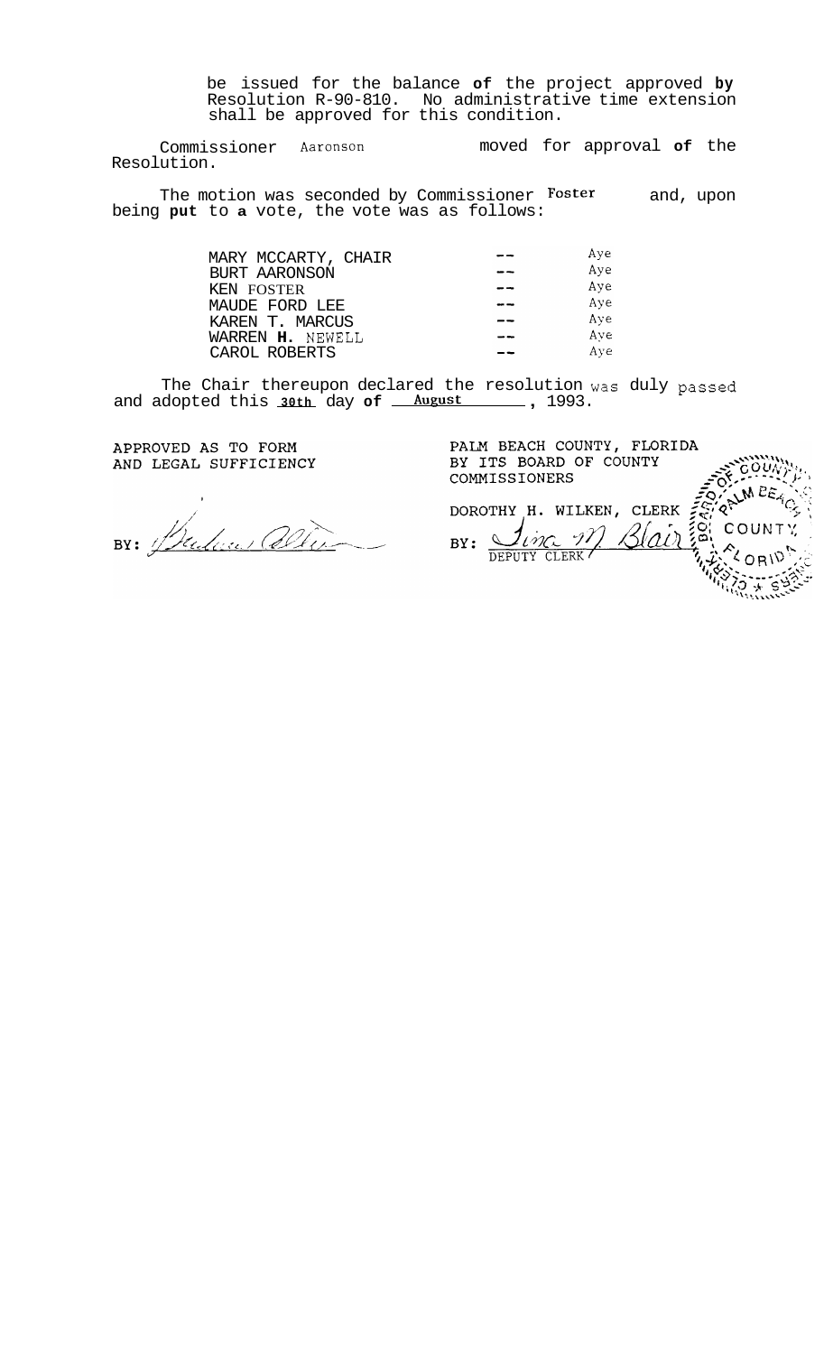be issued for the balance **of** the project approved **by** Resolution R-90-810. No administrative time extension shall be approved for this condition.

Commissioner Aaronson moved for approval **of** the Resolution.

The motion was seconded by Commissioner Foster and, upon being **put** to **a** vote, the vote was as follows:

| | | |
|---|---|---|
| MARY MCCARTY, CHAIR | -- | Aye |
| BURT AARONSON | -- | Aye |
| KEN FOSTER | -- | Aye |
| MAUDE FORD LEE | -- | Aye |
| KAREN T. MARCUS | -- | Aye |
| WARREN **H.** NEWELL | -- | Aye |
| CAROL ROBERTS | -- | Aye |

The Chair thereupon declared the resolution was duly passed and adopted this **30th** day **of** **August**, 1993.

APPROVED AS TO FORM AND LEGAL SUFFICIENCY

BY: *[signature]*

PALM BEACH COUNTY, FLORIDA BY ITS BOARD OF COUNTY COMMISSIONERS

DOROTHY H. WILKEN, CLERK

BY: *Gina M. Blair*
DEPUTY CLERK